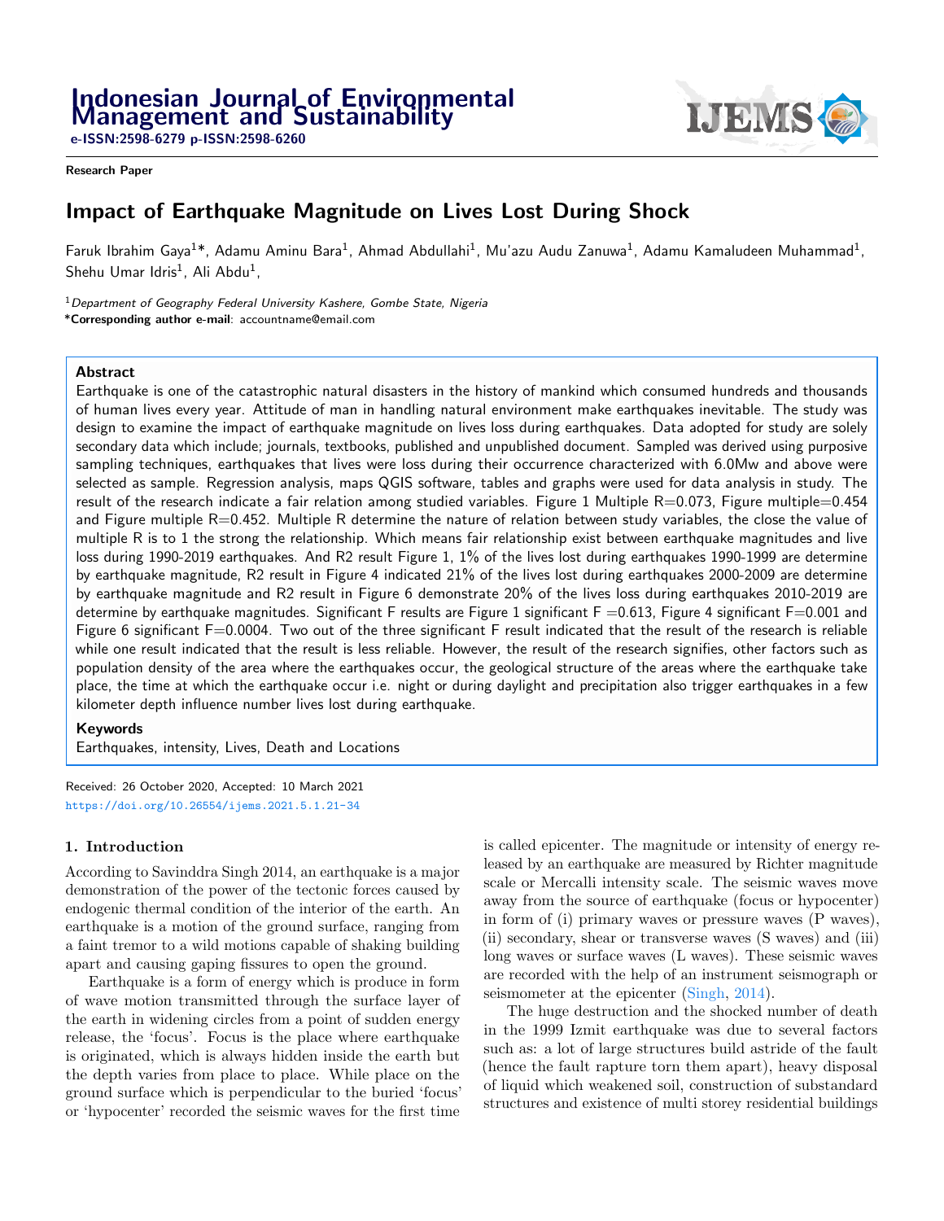**Indonesian Journal of Environmental Management and Sustainability**
**e-ISSN:2598-6279 p-ISSN:2598-6260**

**Research Paper**

# Impact of Earthquake Magnitude on Lives Lost During Shock

Faruk Ibrahim Gaya[1]*, Adamu Aminu Bara[1], Ahmad Abdullahi[1], Mu'azu Audu Zanuwa[1], Adamu Kamaludeen Muhammad[1], Shehu Umar Idris[1], Ali Abdu[1],

[1]*Department of Geography Federal University Kashere, Gombe State, Nigeria*
**\*Corresponding author e-mail**: accountname@email.com

## Abstract

Earthquake is one of the catastrophic natural disasters in the history of mankind which consumed hundreds and thousands of human lives every year. Attitude of man in handling natural environment make earthquakes inevitable. The study was design to examine the impact of earthquake magnitude on lives loss during earthquakes. Data adopted for study are solely secondary data which include; journals, textbooks, published and unpublished document. Sampled was derived using purposive sampling techniques, earthquakes that lives were loss during their occurrence characterized with 6.0Mw and above were selected as sample. Regression analysis, maps QGIS software, tables and graphs were used for data analysis in study. The result of the research indicate a fair relation among studied variables. Figure 1 Multiple R=0.073, Figure multiple=0.454 and Figure multiple R=0.452. Multiple R determine the nature of relation between study variables, the close the value of multiple R is to 1 the strong the relationship. Which means fair relationship exist between earthquake magnitudes and live loss during 1990-2019 earthquakes. And R2 result Figure 1, 1% of the lives lost during earthquakes 1990-1999 are determine by earthquake magnitude, R2 result in Figure 4 indicated 21% of the lives lost during earthquakes 2000-2009 are determine by earthquake magnitude and R2 result in Figure 6 demonstrate 20% of the lives loss during earthquakes 2010-2019 are determine by earthquake magnitudes. Significant F results are Figure 1 significant F =0.613, Figure 4 significant F=0.001 and Figure 6 significant F=0.0004. Two out of the three significant F result indicated that the result of the research is reliable while one result indicated that the result is less reliable. However, the result of the research signifies, other factors such as population density of the area where the earthquakes occur, the geological structure of the areas where the earthquake take place, the time at which the earthquake occur i.e. night or during daylight and precipitation also trigger earthquakes in a few kilometer depth influence number lives lost during earthquake.

## Keywords

Earthquakes, intensity, Lives, Death and Locations

Received: 26 October 2020, Accepted: 10 March 2021
https://doi.org/10.26554/ijems.2021.5.1.21-34

## 1. Introduction

According to Savinddra Singh 2014, an earthquake is a major demonstration of the power of the tectonic forces caused by endogenic thermal condition of the interior of the earth. An earthquake is a motion of the ground surface, ranging from a faint tremor to a wild motions capable of shaking building apart and causing gaping fissures to open the ground.

Earthquake is a form of energy which is produce in form of wave motion transmitted through the surface layer of the earth in widening circles from a point of sudden energy release, the 'focus'. Focus is the place where earthquake is originated, which is always hidden inside the earth but the depth varies from place to place. While place on the ground surface which is perpendicular to the buried 'focus' or 'hypocenter' recorded the seismic waves for the first time is called epicenter. The magnitude or intensity of energy released by an earthquake are measured by Richter magnitude scale or Mercalli intensity scale. The seismic waves move away from the source of earthquake (focus or hypocenter) in form of (i) primary waves or pressure waves (P waves), (ii) secondary, shear or transverse waves (S waves) and (iii) long waves or surface waves (L waves). These seismic waves are recorded with the help of an instrument seismograph or seismometer at the epicenter (Singh, 2014).

The huge destruction and the shocked number of death in the 1999 Izmit earthquake was due to several factors such as: a lot of large structures build astride of the fault (hence the fault rapture torn them apart), heavy disposal of liquid which weakened soil, construction of substandard structures and existence of multi storey residential buildings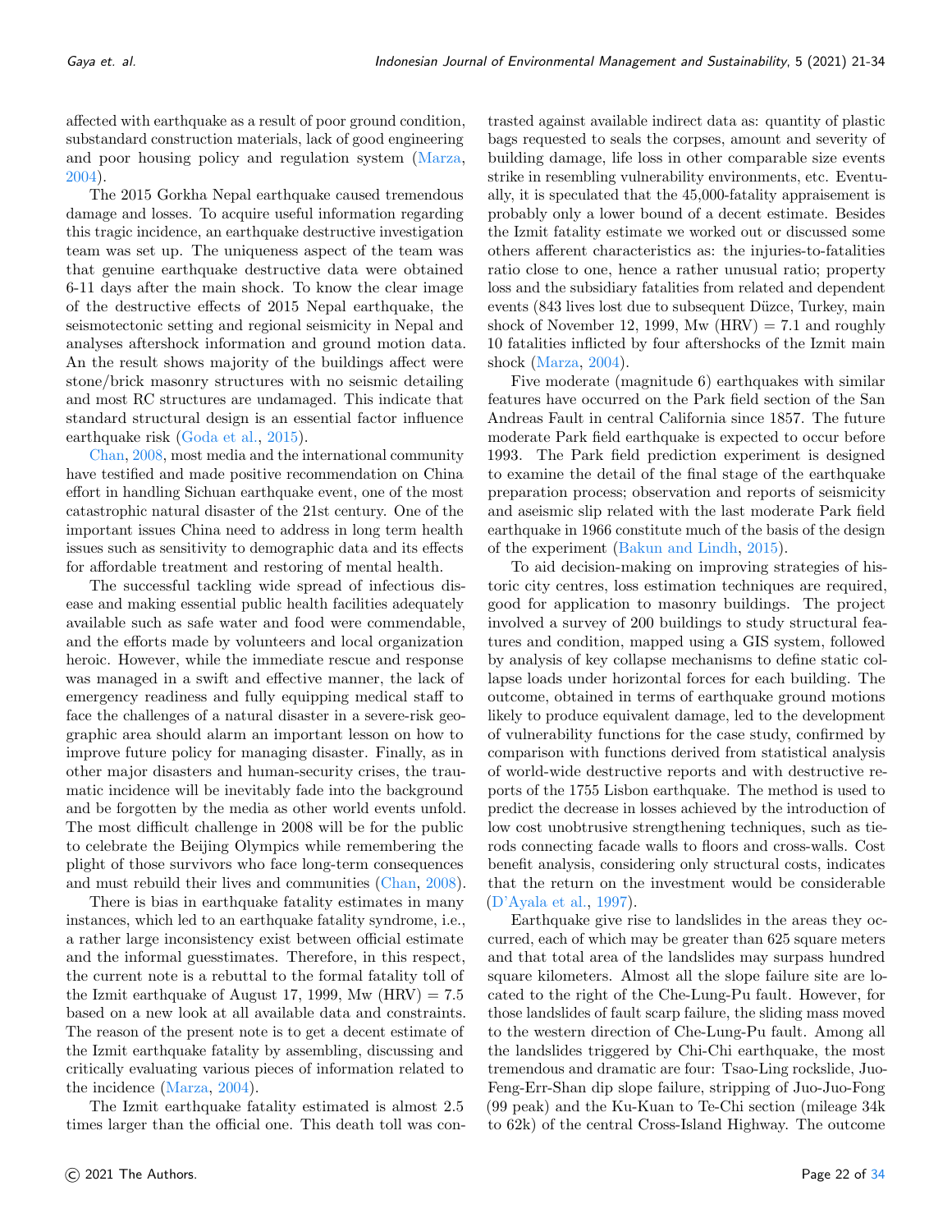affected with earthquake as a result of poor ground condition, substandard construction materials, lack of good engineering and poor housing policy and regulation system (Marza, 2004).

The 2015 Gorkha Nepal earthquake caused tremendous damage and losses. To acquire useful information regarding this tragic incidence, an earthquake destructive investigation team was set up. The uniqueness aspect of the team was that genuine earthquake destructive data were obtained 6-11 days after the main shock. To know the clear image of the destructive effects of 2015 Nepal earthquake, the seismotectonic setting and regional seismicity in Nepal and analyses aftershock information and ground motion data. An the result shows majority of the buildings affect were stone/brick masonry structures with no seismic detailing and most RC structures are undamaged. This indicate that standard structural design is an essential factor influence earthquake risk (Goda et al., 2015).

Chan, 2008, most media and the international community have testified and made positive recommendation on China effort in handling Sichuan earthquake event, one of the most catastrophic natural disaster of the 21st century. One of the important issues China need to address in long term health issues such as sensitivity to demographic data and its effects for affordable treatment and restoring of mental health.

The successful tackling wide spread of infectious disease and making essential public health facilities adequately available such as safe water and food were commendable, and the efforts made by volunteers and local organization heroic. However, while the immediate rescue and response was managed in a swift and effective manner, the lack of emergency readiness and fully equipping medical staff to face the challenges of a natural disaster in a severe-risk geographic area should alarm an important lesson on how to improve future policy for managing disaster. Finally, as in other major disasters and human-security crises, the traumatic incidence will be inevitably fade into the background and be forgotten by the media as other world events unfold. The most difficult challenge in 2008 will be for the public to celebrate the Beijing Olympics while remembering the plight of those survivors who face long-term consequences and must rebuild their lives and communities (Chan, 2008).

There is bias in earthquake fatality estimates in many instances, which led to an earthquake fatality syndrome, i.e., a rather large inconsistency exist between official estimate and the informal guesstimates. Therefore, in this respect, the current note is a rebuttal to the formal fatality toll of the Izmit earthquake of August 17, 1999, Mw (HRV) = 7.5 based on a new look at all available data and constraints. The reason of the present note is to get a decent estimate of the Izmit earthquake fatality by assembling, discussing and critically evaluating various pieces of information related to the incidence (Marza, 2004).

The Izmit earthquake fatality estimated is almost 2.5 times larger than the official one. This death toll was contrasted against available indirect data as: quantity of plastic bags requested to seals the corpses, amount and severity of building damage, life loss in other comparable size events strike in resembling vulnerability environments, etc. Eventually, it is speculated that the 45,000-fatality appraisement is probably only a lower bound of a decent estimate. Besides the Izmit fatality estimate we worked out or discussed some others afferent characteristics as: the injuries-to-fatalities ratio close to one, hence a rather unusual ratio; property loss and the subsidiary fatalities from related and dependent events (843 lives lost due to subsequent Düzce, Turkey, main shock of November 12, 1999, Mw (HRV) = 7.1 and roughly 10 fatalities inflicted by four aftershocks of the Izmit main shock (Marza, 2004).

Five moderate (magnitude 6) earthquakes with similar features have occurred on the Park field section of the San Andreas Fault in central California since 1857. The future moderate Park field earthquake is expected to occur before 1993. The Park field prediction experiment is designed to examine the detail of the final stage of the earthquake preparation process; observation and reports of seismicity and aseismic slip related with the last moderate Park field earthquake in 1966 constitute much of the basis of the design of the experiment (Bakun and Lindh, 2015).

To aid decision-making on improving strategies of historic city centres, loss estimation techniques are required, good for application to masonry buildings. The project involved a survey of 200 buildings to study structural features and condition, mapped using a GIS system, followed by analysis of key collapse mechanisms to define static collapse loads under horizontal forces for each building. The outcome, obtained in terms of earthquake ground motions likely to produce equivalent damage, led to the development of vulnerability functions for the case study, confirmed by comparison with functions derived from statistical analysis of world-wide destructive reports and with destructive reports of the 1755 Lisbon earthquake. The method is used to predict the decrease in losses achieved by the introduction of low cost unobtrusive strengthening techniques, such as tie-rods connecting facade walls to floors and cross-walls. Cost benefit analysis, considering only structural costs, indicates that the return on the investment would be considerable (D'Ayala et al., 1997).

Earthquake give rise to landslides in the areas they occurred, each of which may be greater than 625 square meters and that total area of the landslides may surpass hundred square kilometers. Almost all the slope failure site are located to the right of the Che-Lung-Pu fault. However, for those landslides of fault scarp failure, the sliding mass moved to the western direction of Che-Lung-Pu fault. Among all the landslides triggered by Chi-Chi earthquake, the most tremendous and dramatic are four: Tsao-Ling rockslide, Juo-Feng-Err-Shan dip slope failure, stripping of Juo-Juo-Fong (99 peak) and the Ku-Kuan to Te-Chi section (mileage 34k to 62k) of the central Cross-Island Highway. The outcome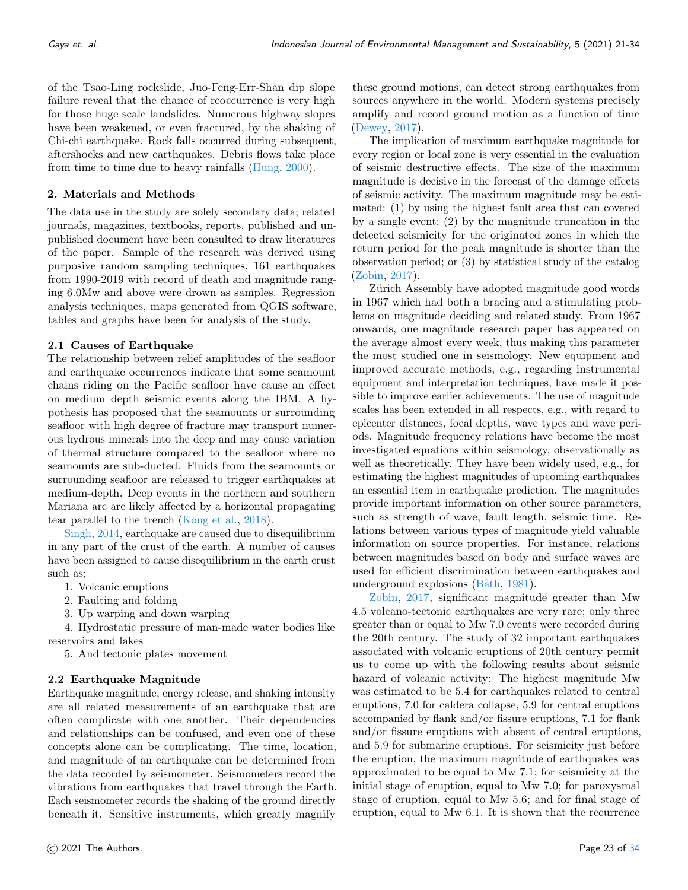of the Tsao-Ling rockslide, Juo-Feng-Err-Shan dip slope failure reveal that the chance of reoccurrence is very high for those huge scale landslides. Numerous highway slopes have been weakened, or even fractured, by the shaking of Chi-chi earthquake. Rock falls occurred during subsequent, aftershocks and new earthquakes. Debris flows take place from time to time due to heavy rainfalls (Hung, 2000).

## 2. Materials and Methods

The data use in the study are solely secondary data; related journals, magazines, textbooks, reports, published and unpublished document have been consulted to draw literatures of the paper. Sample of the research was derived using purposive random sampling techniques, 161 earthquakes from 1990-2019 with record of death and magnitude ranging 6.0Mw and above were drown as samples. Regression analysis techniques, maps generated from QGIS software, tables and graphs have been for analysis of the study.

### 2.1 Causes of Earthquake

The relationship between relief amplitudes of the seafloor and earthquake occurrences indicate that some seamount chains riding on the Pacific seafloor have cause an effect on medium depth seismic events along the IBM. A hypothesis has proposed that the seamounts or surrounding seafloor with high degree of fracture may transport numerous hydrous minerals into the deep and may cause variation of thermal structure compared to the seafloor where no seamounts are sub-ducted. Fluids from the seamounts or surrounding seafloor are released to trigger earthquakes at medium-depth. Deep events in the northern and southern Mariana arc are likely affected by a horizontal propagating tear parallel to the trench (Kong et al., 2018).

Singh, 2014, earthquake are caused due to disequilibrium in any part of the crust of the earth. A number of causes have been assigned to cause disequilibrium in the earth crust such as;

1. Volcanic eruptions
2. Faulting and folding
3. Up warping and down warping
4. Hydrostatic pressure of man-made water bodies like reservoirs and lakes
5. And tectonic plates movement

### 2.2 Earthquake Magnitude

Earthquake magnitude, energy release, and shaking intensity are all related measurements of an earthquake that are often complicate with one another. Their dependencies and relationships can be confused, and even one of these concepts alone can be complicating. The time, location, and magnitude of an earthquake can be determined from the data recorded by seismometer. Seismometers record the vibrations from earthquakes that travel through the Earth. Each seismometer records the shaking of the ground directly beneath it. Sensitive instruments, which greatly magnify these ground motions, can detect strong earthquakes from sources anywhere in the world. Modern systems precisely amplify and record ground motion as a function of time (Dewey, 2017).

The implication of maximum earthquake magnitude for every region or local zone is very essential in the evaluation of seismic destructive effects. The size of the maximum magnitude is decisive in the forecast of the damage effects of seismic activity. The maximum magnitude may be estimated: (1) by using the highest fault area that can covered by a single event; (2) by the magnitude truncation in the detected seismicity for the originated zones in which the return period for the peak magnitude is shorter than the observation period; or (3) by statistical study of the catalog (Zobin, 2017).

Zürich Assembly have adopted magnitude good words in 1967 which had both a bracing and a stimulating problems on magnitude deciding and related study. From 1967 onwards, one magnitude research paper has appeared on the average almost every week, thus making this parameter the most studied one in seismology. New equipment and improved accurate methods, e.g., regarding instrumental equipment and interpretation techniques, have made it possible to improve earlier achievements. The use of magnitude scales has been extended in all respects, e.g., with regard to epicenter distances, focal depths, wave types and wave periods. Magnitude frequency relations have become the most investigated equations within seismology, observationally as well as theoretically. They have been widely used, e.g., for estimating the highest magnitudes of upcoming earthquakes an essential item in earthquake prediction. The magnitudes provide important information on other source parameters, such as strength of wave, fault length, seismic time. Relations between various types of magnitude yield valuable information on source properties. For instance, relations between magnitudes based on body and surface waves are used for efficient discrimination between earthquakes and underground explosions (Båth, 1981).

Zobin, 2017, significant magnitude greater than Mw 4.5 volcano-tectonic earthquakes are very rare; only three greater than or equal to Mw 7.0 events were recorded during the 20th century. The study of 32 important earthquakes associated with volcanic eruptions of 20th century permit us to come up with the following results about seismic hazard of volcanic activity: The highest magnitude Mw was estimated to be 5.4 for earthquakes related to central eruptions, 7.0 for caldera collapse, 5.9 for central eruptions accompanied by flank and/or fissure eruptions, 7.1 for flank and/or fissure eruptions with absent of central eruptions, and 5.9 for submarine eruptions. For seismicity just before the eruption, the maximum magnitude of earthquakes was approximated to be equal to Mw 7.1; for seismicity at the initial stage of eruption, equal to Mw 7.0; for paroxysmal stage of eruption, equal to Mw 5.6; and for final stage of eruption, equal to Mw 6.1. It is shown that the recurrence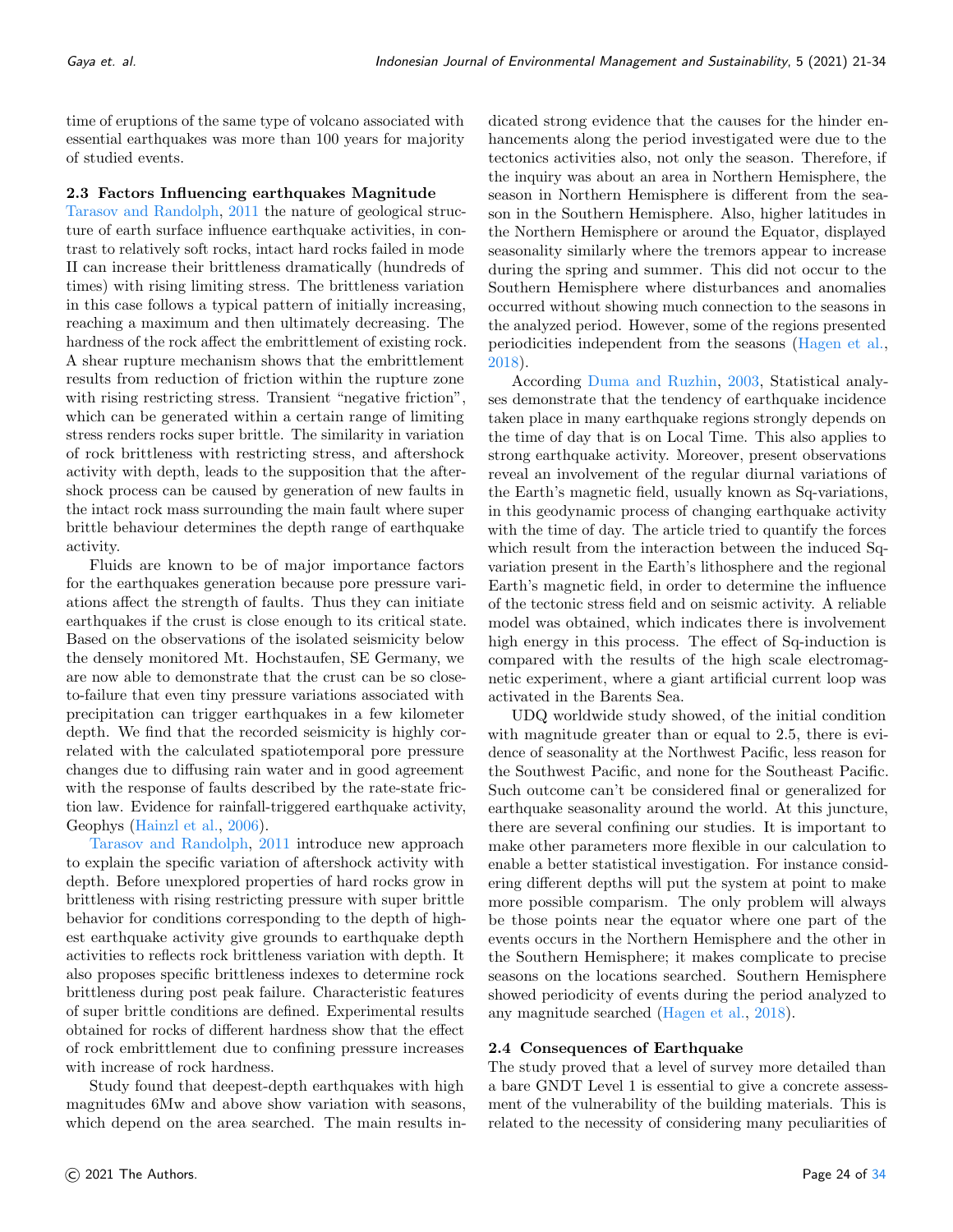time of eruptions of the same type of volcano associated with essential earthquakes was more than 100 years for majority of studied events.

### 2.3 Factors Influencing earthquakes Magnitude

Tarasov and Randolph, 2011 the nature of geological structure of earth surface influence earthquake activities, in contrast to relatively soft rocks, intact hard rocks failed in mode II can increase their brittleness dramatically (hundreds of times) with rising limiting stress. The brittleness variation in this case follows a typical pattern of initially increasing, reaching a maximum and then ultimately decreasing. The hardness of the rock affect the embrittlement of existing rock. A shear rupture mechanism shows that the embrittlement results from reduction of friction within the rupture zone with rising restricting stress. Transient "negative friction", which can be generated within a certain range of limiting stress renders rocks super brittle. The similarity in variation of rock brittleness with restricting stress, and aftershock activity with depth, leads to the supposition that the aftershock process can be caused by generation of new faults in the intact rock mass surrounding the main fault where super brittle behaviour determines the depth range of earthquake activity.

Fluids are known to be of major importance factors for the earthquakes generation because pore pressure variations affect the strength of faults. Thus they can initiate earthquakes if the crust is close enough to its critical state. Based on the observations of the isolated seismicity below the densely monitored Mt. Hochstaufen, SE Germany, we are now able to demonstrate that the crust can be so close-to-failure that even tiny pressure variations associated with precipitation can trigger earthquakes in a few kilometer depth. We find that the recorded seismicity is highly correlated with the calculated spatiotemporal pore pressure changes due to diffusing rain water and in good agreement with the response of faults described by the rate-state friction law. Evidence for rainfall-triggered earthquake activity, Geophys (Hainzl et al., 2006).

Tarasov and Randolph, 2011 introduce new approach to explain the specific variation of aftershock activity with depth. Before unexplored properties of hard rocks grow in brittleness with rising restricting pressure with super brittle behavior for conditions corresponding to the depth of highest earthquake activity give grounds to earthquake depth activities to reflects rock brittleness variation with depth. It also proposes specific brittleness indexes to determine rock brittleness during post peak failure. Characteristic features of super brittle conditions are defined. Experimental results obtained for rocks of different hardness show that the effect of rock embrittlement due to confining pressure increases with increase of rock hardness.

Study found that deepest-depth earthquakes with high magnitudes 6Mw and above show variation with seasons, which depend on the area searched. The main results indicated strong evidence that the causes for the hinder enhancements along the period investigated were due to the tectonics activities also, not only the season. Therefore, if the inquiry was about an area in Northern Hemisphere, the season in Northern Hemisphere is different from the season in the Southern Hemisphere. Also, higher latitudes in the Northern Hemisphere or around the Equator, displayed seasonality similarly where the tremors appear to increase during the spring and summer. This did not occur to the Southern Hemisphere where disturbances and anomalies occurred without showing much connection to the seasons in the analyzed period. However, some of the regions presented periodicities independent from the seasons (Hagen et al., 2018).

According Duma and Ruzhin, 2003, Statistical analyses demonstrate that the tendency of earthquake incidence taken place in many earthquake regions strongly depends on the time of day that is on Local Time. This also applies to strong earthquake activity. Moreover, present observations reveal an involvement of the regular diurnal variations of the Earth's magnetic field, usually known as Sq-variations, in this geodynamic process of changing earthquake activity with the time of day. The article tried to quantify the forces which result from the interaction between the induced Sq-variation present in the Earth's lithosphere and the regional Earth's magnetic field, in order to determine the influence of the tectonic stress field and on seismic activity. A reliable model was obtained, which indicates there is involvement high energy in this process. The effect of Sq-induction is compared with the results of the high scale electromagnetic experiment, where a giant artificial current loop was activated in the Barents Sea.

UDQ worldwide study showed, of the initial condition with magnitude greater than or equal to 2.5, there is evidence of seasonality at the Northwest Pacific, less reason for the Southwest Pacific, and none for the Southeast Pacific. Such outcome can't be considered final or generalized for earthquake seasonality around the world. At this juncture, there are several confining our studies. It is important to make other parameters more flexible in our calculation to enable a better statistical investigation. For instance considering different depths will put the system at point to make more possible comparism. The only problem will always be those points near the equator where one part of the events occurs in the Northern Hemisphere and the other in the Southern Hemisphere; it makes complicate to precise seasons on the locations searched. Southern Hemisphere showed periodicity of events during the period analyzed to any magnitude searched (Hagen et al., 2018).

### 2.4 Consequences of Earthquake

The study proved that a level of survey more detailed than a bare GNDT Level 1 is essential to give a concrete assessment of the vulnerability of the building materials. This is related to the necessity of considering many peculiarities of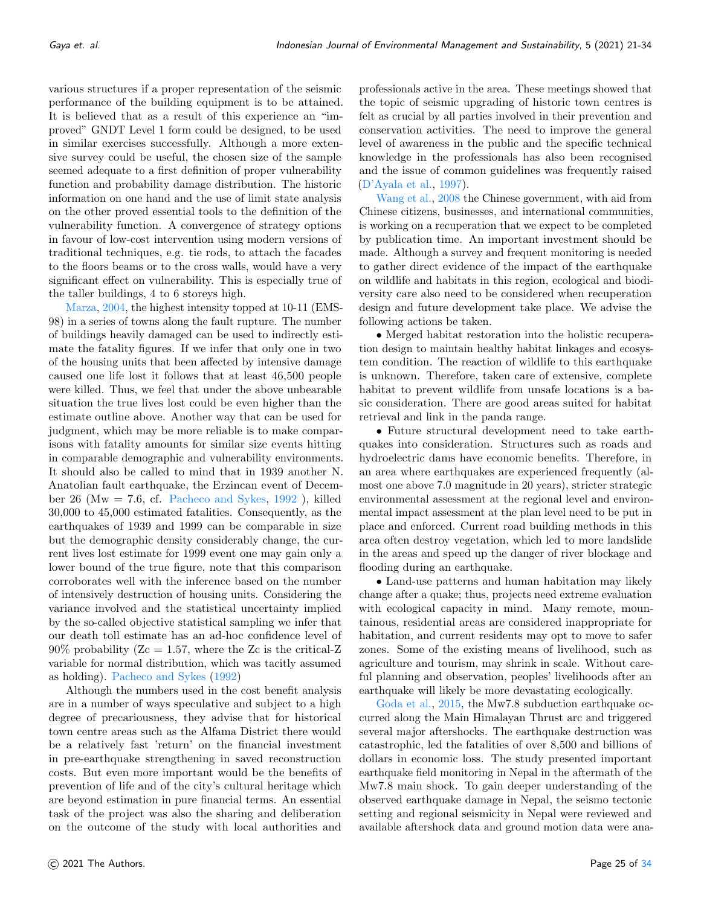various structures if a proper representation of the seismic performance of the building equipment is to be attained. It is believed that as a result of this experience an "improved" GNDT Level 1 form could be designed, to be used in similar exercises successfully. Although a more extensive survey could be useful, the chosen size of the sample seemed adequate to a first definition of proper vulnerability function and probability damage distribution. The historic information on one hand and the use of limit state analysis on the other proved essential tools to the definition of the vulnerability function. A convergence of strategy options in favour of low-cost intervention using modern versions of traditional techniques, e.g. tie rods, to attach the facades to the floors beams or to the cross walls, would have a very significant effect on vulnerability. This is especially true of the taller buildings, 4 to 6 storeys high.

Marza, 2004, the highest intensity topped at 10-11 (EMS-98) in a series of towns along the fault rupture. The number of buildings heavily damaged can be used to indirectly estimate the fatality figures. If we infer that only one in two of the housing units that been affected by intensive damage caused one life lost it follows that at least 46,500 people were killed. Thus, we feel that under the above unbearable situation the true lives lost could be even higher than the estimate outline above. Another way that can be used for judgment, which may be more reliable is to make comparisons with fatality amounts for similar size events hitting in comparable demographic and vulnerability environments. It should also be called to mind that in 1939 another N. Anatolian fault earthquake, the Erzincan event of December 26 (Mw = 7.6, cf. Pacheco and Sykes, 1992 ), killed 30,000 to 45,000 estimated fatalities. Consequently, as the earthquakes of 1939 and 1999 can be comparable in size but the demographic density considerably change, the current lives lost estimate for 1999 event one may gain only a lower bound of the true figure, note that this comparison corroborates well with the inference based on the number of intensively destruction of housing units. Considering the variance involved and the statistical uncertainty implied by the so-called objective statistical sampling we infer that our death toll estimate has an ad-hoc confidence level of 90% probability ($Zc = 1.57$, where the Zc is the critical-Z variable for normal distribution, which was tacitly assumed as holding). Pacheco and Sykes (1992)

Although the numbers used in the cost benefit analysis are in a number of ways speculative and subject to a high degree of precariousness, they advise that for historical town centre areas such as the Alfama District there would be a relatively fast 'return' on the financial investment in pre-earthquake strengthening in saved reconstruction costs. But even more important would be the benefits of prevention of life and of the city's cultural heritage which are beyond estimation in pure financial terms. An essential task of the project was also the sharing and deliberation on the outcome of the study with local authorities and professionals active in the area. These meetings showed that the topic of seismic upgrading of historic town centres is felt as crucial by all parties involved in their prevention and conservation activities. The need to improve the general level of awareness in the public and the specific technical knowledge in the professionals has also been recognised and the issue of common guidelines was frequently raised (D'Ayala et al., 1997).

Wang et al., 2008 the Chinese government, with aid from Chinese citizens, businesses, and international communities, is working on a recuperation that we expect to be completed by publication time. An important investment should be made. Although a survey and frequent monitoring is needed to gather direct evidence of the impact of the earthquake on wildlife and habitats in this region, ecological and biodiversity care also need to be considered when recuperation design and future development take place. We advise the following actions be taken.

- Merged habitat restoration into the holistic recuperation design to maintain healthy habitat linkages and ecosystem condition. The reaction of wildlife to this earthquake is unknown. Therefore, taken care of extensive, complete habitat to prevent wildlife from unsafe locations is a basic consideration. There are good areas suited for habitat retrieval and link in the panda range.
- Future structural development need to take earthquakes into consideration. Structures such as roads and hydroelectric dams have economic benefits. Therefore, in an area where earthquakes are experienced frequently (almost one above 7.0 magnitude in 20 years), stricter strategic environmental assessment at the regional level and environmental impact assessment at the plan level need to be put in place and enforced. Current road building methods in this area often destroy vegetation, which led to more landslide in the areas and speed up the danger of river blockage and flooding during an earthquake.
- Land-use patterns and human habitation may likely change after a quake; thus, projects need extreme evaluation with ecological capacity in mind. Many remote, mountainous, residential areas are considered inappropriate for habitation, and current residents may opt to move to safer zones. Some of the existing means of livelihood, such as agriculture and tourism, may shrink in scale. Without careful planning and observation, peoples' livelihoods after an earthquake will likely be more devastating ecologically.

Goda et al., 2015, the Mw7.8 subduction earthquake occurred along the Main Himalayan Thrust arc and triggered several major aftershocks. The earthquake destruction was catastrophic, led the fatalities of over 8,500 and billions of dollars in economic loss. The study presented important earthquake field monitoring in Nepal in the aftermath of the Mw7.8 main shock. To gain deeper understanding of the observed earthquake damage in Nepal, the seismo tectonic setting and regional seismicity in Nepal were reviewed and available aftershock data and ground motion data were ana-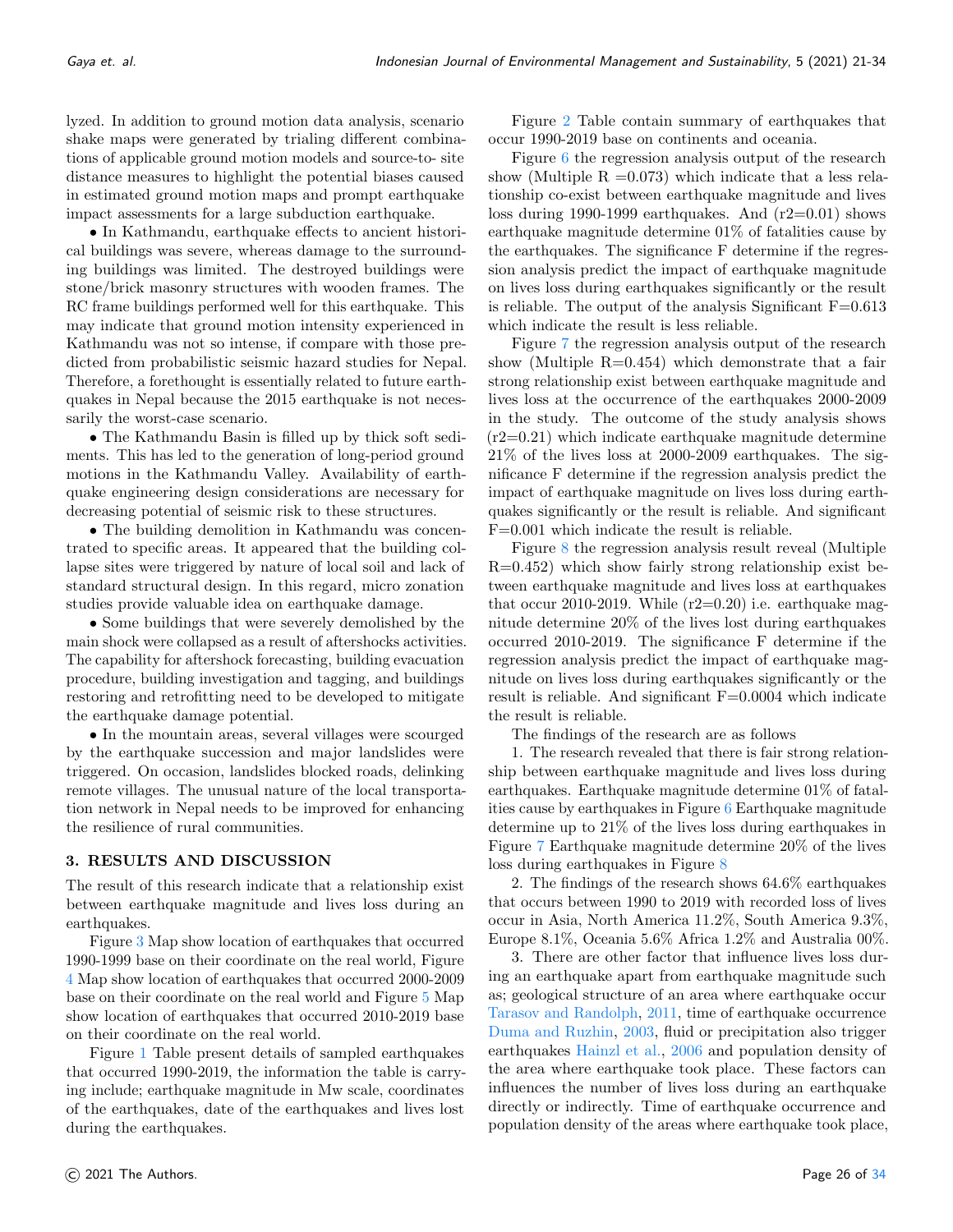lyzed. In addition to ground motion data analysis, scenario shake maps were generated by trialing different combinations of applicable ground motion models and source-to- site distance measures to highlight the potential biases caused in estimated ground motion maps and prompt earthquake impact assessments for a large subduction earthquake.

• In Kathmandu, earthquake effects to ancient historical buildings was severe, whereas damage to the surrounding buildings was limited. The destroyed buildings were stone/brick masonry structures with wooden frames. The RC frame buildings performed well for this earthquake. This may indicate that ground motion intensity experienced in Kathmandu was not so intense, if compare with those predicted from probabilistic seismic hazard studies for Nepal. Therefore, a forethought is essentially related to future earthquakes in Nepal because the 2015 earthquake is not necessarily the worst-case scenario.

• The Kathmandu Basin is filled up by thick soft sediments. This has led to the generation of long-period ground motions in the Kathmandu Valley. Availability of earthquake engineering design considerations are necessary for decreasing potential of seismic risk to these structures.

• The building demolition in Kathmandu was concentrated to specific areas. It appeared that the building collapse sites were triggered by nature of local soil and lack of standard structural design. In this regard, micro zonation studies provide valuable idea on earthquake damage.

• Some buildings that were severely demolished by the main shock were collapsed as a result of aftershocks activities. The capability for aftershock forecasting, building evacuation procedure, building investigation and tagging, and buildings restoring and retrofitting need to be developed to mitigate the earthquake damage potential.

• In the mountain areas, several villages were scourged by the earthquake succession and major landslides were triggered. On occasion, landslides blocked roads, delinking remote villages. The unusual nature of the local transportation network in Nepal needs to be improved for enhancing the resilience of rural communities.

## 3. RESULTS AND DISCUSSION

The result of this research indicate that a relationship exist between earthquake magnitude and lives loss during an earthquakes.

Figure 3 Map show location of earthquakes that occurred 1990-1999 base on their coordinate on the real world, Figure 4 Map show location of earthquakes that occurred 2000-2009 base on their coordinate on the real world and Figure 5 Map show location of earthquakes that occurred 2010-2019 base on their coordinate on the real world.

Figure 1 Table present details of sampled earthquakes that occurred 1990-2019, the information the table is carrying include; earthquake magnitude in Mw scale, coordinates of the earthquakes, date of the earthquakes and lives lost during the earthquakes.

Figure 2 Table contain summary of earthquakes that occur 1990-2019 base on continents and oceania.

Figure 6 the regression analysis output of the research show (Multiple R =0.073) which indicate that a less relationship co-exist between earthquake magnitude and lives loss during 1990-1999 earthquakes. And ($r2$=0.01) shows earthquake magnitude determine 01% of fatalities cause by the earthquakes. The significance F determine if the regression analysis predict the impact of earthquake magnitude on lives loss during earthquakes significantly or the result is reliable. The output of the analysis Significant F=0.613 which indicate the result is less reliable.

Figure 7 the regression analysis output of the research show (Multiple R=0.454) which demonstrate that a fair strong relationship exist between earthquake magnitude and lives loss at the occurrence of the earthquakes 2000-2009 in the study. The outcome of the study analysis shows ($r2$=0.21) which indicate earthquake magnitude determine 21% of the lives loss at 2000-2009 earthquakes. The significance F determine if the regression analysis predict the impact of earthquake magnitude on lives loss during earthquakes significantly or the result is reliable. And significant F=0.001 which indicate the result is reliable.

Figure 8 the regression analysis result reveal (Multiple R=0.452) which show fairly strong relationship exist between earthquake magnitude and lives loss at earthquakes that occur 2010-2019. While ($r2$=0.20) i.e. earthquake magnitude determine 20% of the lives lost during earthquakes occurred 2010-2019. The significance F determine if the regression analysis predict the impact of earthquake magnitude on lives loss during earthquakes significantly or the result is reliable. And significant F=0.0004 which indicate the result is reliable.

The findings of the research are as follows

1. The research revealed that there is fair strong relationship between earthquake magnitude and lives loss during earthquakes. Earthquake magnitude determine 01% of fatalities cause by earthquakes in Figure 6 Earthquake magnitude determine up to 21% of the lives loss during earthquakes in Figure 7 Earthquake magnitude determine 20% of the lives loss during earthquakes in Figure 8

2. The findings of the research shows 64.6% earthquakes that occurs between 1990 to 2019 with recorded loss of lives occur in Asia, North America 11.2%, South America 9.3%, Europe 8.1%, Oceania 5.6% Africa 1.2% and Australia 00%.

3. There are other factor that influence lives loss during an earthquake apart from earthquake magnitude such as; geological structure of an area where earthquake occur Tarasov and Randolph, 2011, time of earthquake occurrence Duma and Ruzhin, 2003, fluid or precipitation also trigger earthquakes Hainzl et al., 2006 and population density of the area where earthquake took place. These factors can influences the number of lives loss during an earthquake directly or indirectly. Time of earthquake occurrence and population density of the areas where earthquake took place,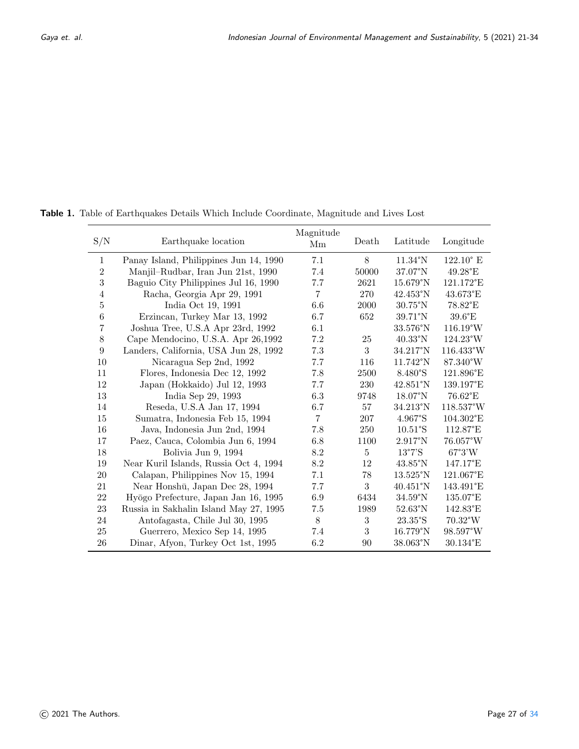**Table 1.** Table of Earthquakes Details Which Include Coordinate, Magnitude and Lives Lost

| S/N | Earthquake location | Magnitude Mm | Death | Latitude | Longitude |
|---|---|---|---|---|---|
| 1 | Panay Island, Philippines Jun 14, 1990 | 7.1 | 8 | 11.34°N | 122.10° E |
| 2 | Manjil–Rudbar, Iran Jun 21st, 1990 | 7.4 | 50000 | 37.07°N | 49.28°E |
| 3 | Baguio City Philippines Jul 16, 1990 | 7.7 | 2621 | 15.679°N | 121.172°E |
| 4 | Racha, Georgia Apr 29, 1991 | 7 | 270 | 42.453°N | 43.673°E |
| 5 | India Oct 19, 1991 | 6.6 | 2000 | 30.75°N | 78.82°E |
| 6 | Erzincan, Turkey Mar 13, 1992 | 6.7 | 652 | 39.71°N | 39.6°E |
| 7 | Joshua Tree, U.S.A Apr 23rd, 1992 | 6.1 | | 33.576°N | 116.19°W |
| 8 | Cape Mendocino, U.S.A. Apr 26,1992 | 7.2 | 25 | 40.33°N | 124.23°W |
| 9 | Landers, California, USA Jun 28, 1992 | 7.3 | 3 | 34.217°N | 116.433°W |
| 10 | Nicaragua Sep 2nd, 1992 | 7.7 | 116 | 11.742°N | 87.340°W |
| 11 | Flores, Indonesia Dec 12, 1992 | 7.8 | 2500 | 8.480°S | 121.896°E |
| 12 | Japan (Hokkaido) Jul 12, 1993 | 7.7 | 230 | 42.851°N | 139.197°E |
| 13 | India Sep 29, 1993 | 6.3 | 9748 | 18.07°N | 76.62°E |
| 14 | Reseda, U.S.A Jan 17, 1994 | 6.7 | 57 | 34.213°N | 118.537°W |
| 15 | Sumatra, Indonesia Feb 15, 1994 | 7 | 207 | 4.967°S | 104.302°E |
| 16 | Java, Indonesia Jun 2nd, 1994 | 7.8 | 250 | 10.51°S | 112.87°E |
| 17 | Paez, Cauca, Colombia Jun 6, 1994 | 6.8 | 1100 | 2.917°N | 76.057°W |
| 18 | Bolivia Jun 9, 1994 | 8.2 | 5 | 13°7'S | 67°3'W |
| 19 | Near Kuril Islands, Russia Oct 4, 1994 | 8.2 | 12 | 43.85°N | 147.17°E |
| 20 | Calapan, Philippines Nov 15, 1994 | 7.1 | 78 | 13.525°N | 121.067°E |
| 21 | Near Honshū, Japan Dec 28, 1994 | 7.7 | 3 | 40.451°N | 143.491°E |
| 22 | Hyōgo Prefecture, Japan Jan 16, 1995 | 6.9 | 6434 | 34.59°N | 135.07°E |
| 23 | Russia in Sakhalin Island May 27, 1995 | 7.5 | 1989 | 52.63°N | 142.83°E |
| 24 | Antofagasta, Chile Jul 30, 1995 | 8 | 3 | 23.35°S | 70.32°W |
| 25 | Guerrero, Mexico Sep 14, 1995 | 7.4 | 3 | 16.779°N | 98.597°W |
| 26 | Dinar, Afyon, Turkey Oct 1st, 1995 | 6.2 | 90 | 38.063°N | 30.134°E |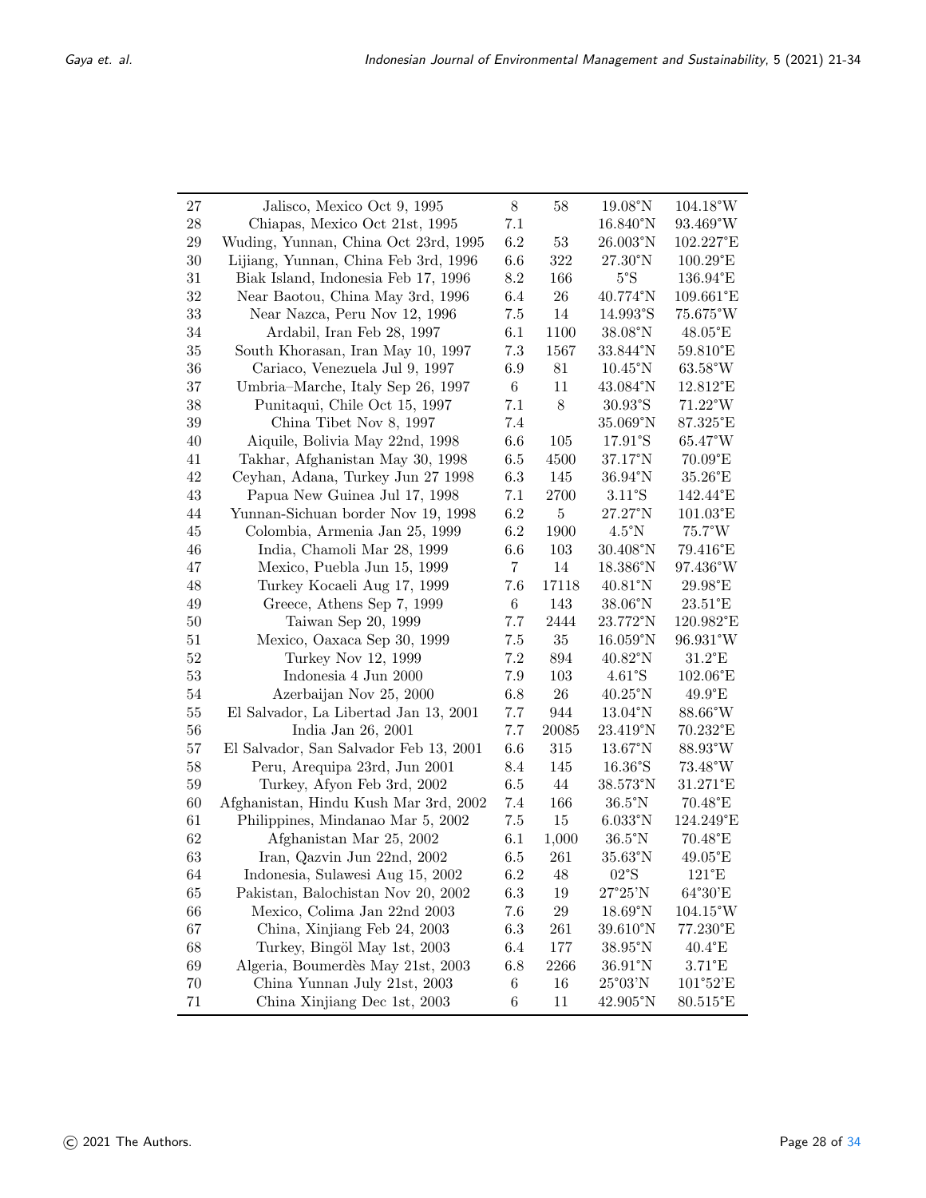| | | | | | |
|---|---|---|---|---|---|
| 27 | Jalisco, Mexico Oct 9, 1995 | 8 | 58 | 19.08°N | 104.18°W |
| 28 | Chiapas, Mexico Oct 21st, 1995 | 7.1 | | 16.840°N | 93.469°W |
| 29 | Wuding, Yunnan, China Oct 23rd, 1995 | 6.2 | 53 | 26.003°N | 102.227°E |
| 30 | Lijiang, Yunnan, China Feb 3rd, 1996 | 6.6 | 322 | 27.30°N | 100.29°E |
| 31 | Biak Island, Indonesia Feb 17, 1996 | 8.2 | 166 | 5°S | 136.94°E |
| 32 | Near Baotou, China May 3rd, 1996 | 6.4 | 26 | 40.774°N | 109.661°E |
| 33 | Near Nazca, Peru Nov 12, 1996 | 7.5 | 14 | 14.993°S | 75.675°W |
| 34 | Ardabil, Iran Feb 28, 1997 | 6.1 | 1100 | 38.08°N | 48.05°E |
| 35 | South Khorasan, Iran May 10, 1997 | 7.3 | 1567 | 33.844°N | 59.810°E |
| 36 | Cariaco, Venezuela Jul 9, 1997 | 6.9 | 81 | 10.45°N | 63.58°W |
| 37 | Umbria–Marche, Italy Sep 26, 1997 | 6 | 11 | 43.084°N | 12.812°E |
| 38 | Punitaqui, Chile Oct 15, 1997 | 7.1 | 8 | 30.93°S | 71.22°W |
| 39 | China Tibet Nov 8, 1997 | 7.4 | | 35.069°N | 87.325°E |
| 40 | Aiquile, Bolivia May 22nd, 1998 | 6.6 | 105 | 17.91°S | 65.47°W |
| 41 | Takhar, Afghanistan May 30, 1998 | 6.5 | 4500 | 37.17°N | 70.09°E |
| 42 | Ceyhan, Adana, Turkey Jun 27 1998 | 6.3 | 145 | 36.94°N | 35.26°E |
| 43 | Papua New Guinea Jul 17, 1998 | 7.1 | 2700 | 3.11°S | 142.44°E |
| 44 | Yunnan-Sichuan border Nov 19, 1998 | 6.2 | 5 | 27.27°N | 101.03°E |
| 45 | Colombia, Armenia Jan 25, 1999 | 6.2 | 1900 | 4.5°N | 75.7°W |
| 46 | India, Chamoli Mar 28, 1999 | 6.6 | 103 | 30.408°N | 79.416°E |
| 47 | Mexico, Puebla Jun 15, 1999 | 7 | 14 | 18.386°N | 97.436°W |
| 48 | Turkey Kocaeli Aug 17, 1999 | 7.6 | 17118 | 40.81°N | 29.98°E |
| 49 | Greece, Athens Sep 7, 1999 | 6 | 143 | 38.06°N | 23.51°E |
| 50 | Taiwan Sep 20, 1999 | 7.7 | 2444 | 23.772°N | 120.982°E |
| 51 | Mexico, Oaxaca Sep 30, 1999 | 7.5 | 35 | 16.059°N | 96.931°W |
| 52 | Turkey Nov 12, 1999 | 7.2 | 894 | 40.82°N | 31.2°E |
| 53 | Indonesia 4 Jun 2000 | 7.9 | 103 | 4.61°S | 102.06°E |
| 54 | Azerbaijan Nov 25, 2000 | 6.8 | 26 | 40.25°N | 49.9°E |
| 55 | El Salvador, La Libertad Jan 13, 2001 | 7.7 | 944 | 13.04°N | 88.66°W |
| 56 | India Jan 26, 2001 | 7.7 | 20085 | 23.419°N | 70.232°E |
| 57 | El Salvador, San Salvador Feb 13, 2001 | 6.6 | 315 | 13.67°N | 88.93°W |
| 58 | Peru, Arequipa 23rd, Jun 2001 | 8.4 | 145 | 16.36°S | 73.48°W |
| 59 | Turkey, Afyon Feb 3rd, 2002 | 6.5 | 44 | 38.573°N | 31.271°E |
| 60 | Afghanistan, Hindu Kush Mar 3rd, 2002 | 7.4 | 166 | 36.5°N | 70.48°E |
| 61 | Philippines, Mindanao Mar 5, 2002 | 7.5 | 15 | 6.033°N | 124.249°E |
| 62 | Afghanistan Mar 25, 2002 | 6.1 | 1,000 | 36.5°N | 70.48°E |
| 63 | Iran, Qazvin Jun 22nd, 2002 | 6.5 | 261 | 35.63°N | 49.05°E |
| 64 | Indonesia, Sulawesi Aug 15, 2002 | 6.2 | 48 | 02°S | 121°E |
| 65 | Pakistan, Balochistan Nov 20, 2002 | 6.3 | 19 | 27°25'N | 64°30'E |
| 66 | Mexico, Colima Jan 22nd 2003 | 7.6 | 29 | 18.69°N | 104.15°W |
| 67 | China, Xinjiang Feb 24, 2003 | 6.3 | 261 | 39.610°N | 77.230°E |
| 68 | Turkey, Bingöl May 1st, 2003 | 6.4 | 177 | 38.95°N | 40.4°E |
| 69 | Algeria, Boumerdès May 21st, 2003 | 6.8 | 2266 | 36.91°N | 3.71°E |
| 70 | China Yunnan July 21st, 2003 | 6 | 16 | 25°03'N | 101°52'E |
| 71 | China Xinjiang Dec 1st, 2003 | 6 | 11 | 42.905°N | 80.515°E |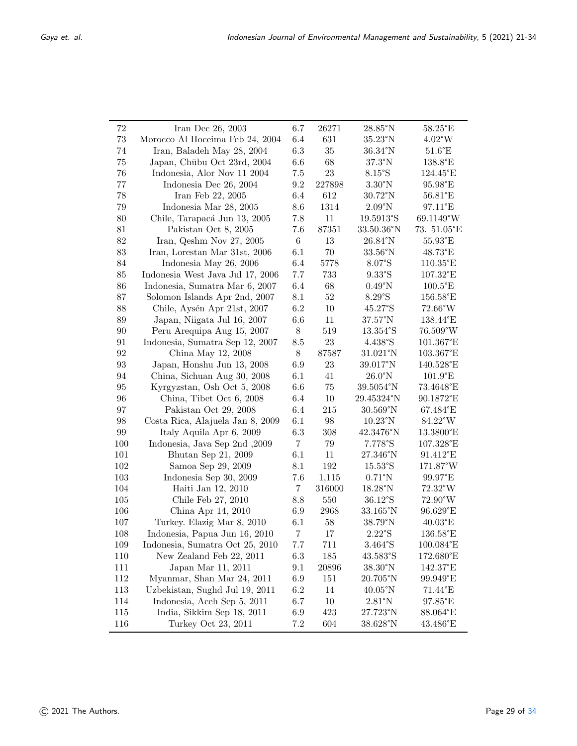| | | | | | |
|---|---|---|---|---|---|
| 72 | Iran Dec 26, 2003 | 6.7 | 26271 | 28.85°N | 58.25°E |
| 73 | Morocco Al Hoceima Feb 24, 2004 | 6.4 | 631 | 35.23°N | 4.02°W |
| 74 | Iran, Baladeh May 28, 2004 | 6.3 | 35 | 36.34°N | 51.6°E |
| 75 | Japan, Chūbu Oct 23rd, 2004 | 6.6 | 68 | 37.3°N | 138.8°E |
| 76 | Indonesia, Alor Nov 11 2004 | 7.5 | 23 | 8.15°S | 124.45°E |
| 77 | Indonesia Dec 26, 2004 | 9.2 | 227898 | 3.30°N | 95.98°E |
| 78 | Iran Feb 22, 2005 | 6.4 | 612 | 30.72°N | 56.81°E |
| 79 | Indonesia Mar 28, 2005 | 8.6 | 1314 | 2.09°N | 97.11°E |
| 80 | Chile, Tarapacá Jun 13, 2005 | 7.8 | 11 | 19.5913°S | 69.1149°W |
| 81 | Pakistan Oct 8, 2005 | 7.6 | 87351 | 33.50.36°N | 73. 51.05°E |
| 82 | Iran, Qeshm Nov 27, 2005 | 6 | 13 | 26.84°N | 55.93°E |
| 83 | Iran, Lorestan Mar 31st, 2006 | 6.1 | 70 | 33.56°N | 48.73°E |
| 84 | Indonesia May 26, 2006 | 6.4 | 5778 | 8.07°S | 110.35°E |
| 85 | Indonesia West Java Jul 17, 2006 | 7.7 | 733 | 9.33°S | 107.32°E |
| 86 | Indonesia, Sumatra Mar 6, 2007 | 6.4 | 68 | 0.49°N | 100.5°E |
| 87 | Solomon Islands Apr 2nd, 2007 | 8.1 | 52 | 8.29°S | 156.58°E |
| 88 | Chile, Aysén Apr 21st, 2007 | 6.2 | 10 | 45.27°S | 72.66°W |
| 89 | Japan, Niigata Jul 16, 2007 | 6.6 | 11 | 37.57°N | 138.44°E |
| 90 | Peru Arequipa Aug 15, 2007 | 8 | 519 | 13.354°S | 76.509°W |
| 91 | Indonesia, Sumatra Sep 12, 2007 | 8.5 | 23 | 4.438°S | 101.367°E |
| 92 | China May 12, 2008 | 8 | 87587 | 31.021°N | 103.367°E |
| 93 | Japan, Honshu Jun 13, 2008 | 6.9 | 23 | 39.017°N | 140.528°E |
| 94 | China, Sichuan Aug 30, 2008 | 6.1 | 41 | 26.0°N | 101.9°E |
| 95 | Kyrgyzstan, Osh Oct 5, 2008 | 6.6 | 75 | 39.5054°N | 73.4648°E |
| 96 | China, Tibet Oct 6, 2008 | 6.4 | 10 | 29.45324°N | 90.1872°E |
| 97 | Pakistan Oct 29, 2008 | 6.4 | 215 | 30.569°N | 67.484°E |
| 98 | Costa Rica, Alajuela Jan 8, 2009 | 6.1 | 98 | 10.23°N | 84.22°W |
| 99 | Italy Aquila Apr 6, 2009 | 6.3 | 308 | 42.3476°N | 13.3800°E |
| 100 | Indonesia, Java Sep 2nd ,2009 | 7 | 79 | 7.778°S | 107.328°E |
| 101 | Bhutan Sep 21, 2009 | 6.1 | 11 | 27.346°N | 91.412°E |
| 102 | Samoa Sep 29, 2009 | 8.1 | 192 | 15.53°S | 171.87°W |
| 103 | Indonesia Sep 30, 2009 | 7.6 | 1,115 | 0.71°N | 99.97°E |
| 104 | Haiti Jan 12, 2010 | 7 | 316000 | 18.28°N | 72.32°W |
| 105 | Chile Feb 27, 2010 | 8.8 | 550 | 36.12°S | 72.90°W |
| 106 | China Apr 14, 2010 | 6.9 | 2968 | 33.165°N | 96.629°E |
| 107 | Turkey. Elazig Mar 8, 2010 | 6.1 | 58 | 38.79°N | 40.03°E |
| 108 | Indonesia, Papua Jun 16, 2010 | 7 | 17 | 2.22°S | 136.58°E |
| 109 | Indonesia, Sumatra Oct 25, 2010 | 7.7 | 711 | 3.464°S | 100.084°E |
| 110 | New Zealand Feb 22, 2011 | 6.3 | 185 | 43.583°S | 172.680°E |
| 111 | Japan Mar 11, 2011 | 9.1 | 20896 | 38.30°N | 142.37°E |
| 112 | Myanmar, Shan Mar 24, 2011 | 6.9 | 151 | 20.705°N | 99.949°E |
| 113 | Uzbekistan, Sughd Jul 19, 2011 | 6.2 | 14 | 40.05°N | 71.44°E |
| 114 | Indonesia, Aceh Sep 5, 2011 | 6.7 | 10 | 2.81°N | 97.85°E |
| 115 | India, Sikkim Sep 18, 2011 | 6.9 | 423 | 27.723°N | 88.064°E |
| 116 | Turkey Oct 23, 2011 | 7.2 | 604 | 38.628°N | 43.486°E |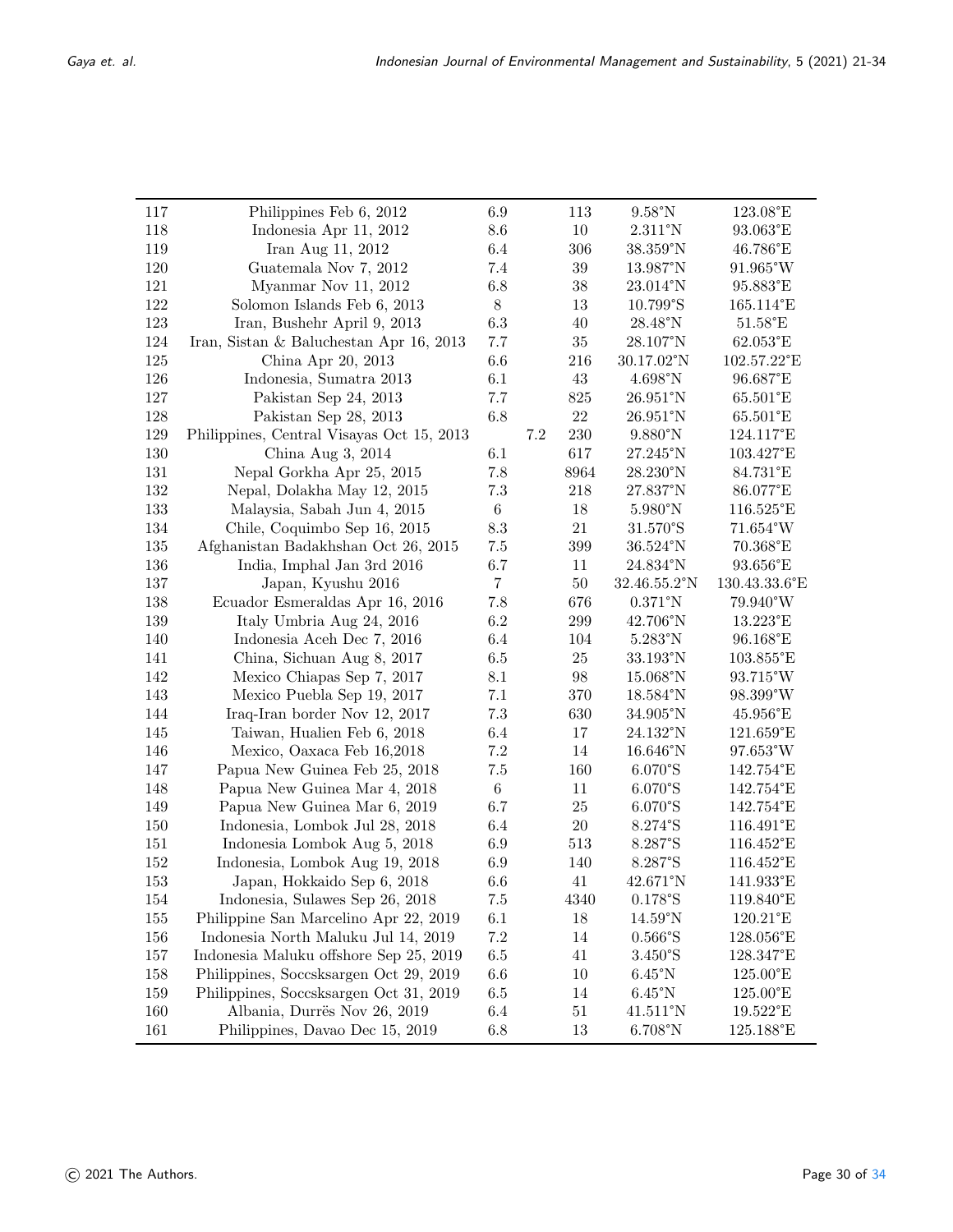| | | | | | |
|---|---|---|---|---|---|
| 117 | Philippines Feb 6, 2012 | 6.9 | 113 | 9.58°N | 123.08°E |
| 118 | Indonesia Apr 11, 2012 | 8.6 | 10 | 2.311°N | 93.063°E |
| 119 | Iran Aug 11, 2012 | 6.4 | 306 | 38.359°N | 46.786°E |
| 120 | Guatemala Nov 7, 2012 | 7.4 | 39 | 13.987°N | 91.965°W |
| 121 | Myanmar Nov 11, 2012 | 6.8 | 38 | 23.014°N | 95.883°E |
| 122 | Solomon Islands Feb 6, 2013 | 8 | 13 | 10.799°S | 165.114°E |
| 123 | Iran, Bushehr April 9, 2013 | 6.3 | 40 | 28.48°N | 51.58°E |
| 124 | Iran, Sistan & Baluchestan Apr 16, 2013 | 7.7 | 35 | 28.107°N | 62.053°E |
| 125 | China Apr 20, 2013 | 6.6 | 216 | 30.17.02°N | 102.57.22°E |
| 126 | Indonesia, Sumatra 2013 | 6.1 | 43 | 4.698°N | 96.687°E |
| 127 | Pakistan Sep 24, 2013 | 7.7 | 825 | 26.951°N | 65.501°E |
| 128 | Pakistan Sep 28, 2013 | 6.8 | 22 | 26.951°N | 65.501°E |
| 129 | Philippines, Central Visayas Oct 15, 2013 | 7.2 | 230 | 9.880°N | 124.117°E |
| 130 | China Aug 3, 2014 | 6.1 | 617 | 27.245°N | 103.427°E |
| 131 | Nepal Gorkha Apr 25, 2015 | 7.8 | 8964 | 28.230°N | 84.731°E |
| 132 | Nepal, Dolakha May 12, 2015 | 7.3 | 218 | 27.837°N | 86.077°E |
| 133 | Malaysia, Sabah Jun 4, 2015 | 6 | 18 | 5.980°N | 116.525°E |
| 134 | Chile, Coquimbo Sep 16, 2015 | 8.3 | 21 | 31.570°S | 71.654°W |
| 135 | Afghanistan Badakhshan Oct 26, 2015 | 7.5 | 399 | 36.524°N | 70.368°E |
| 136 | India, Imphal Jan 3rd 2016 | 6.7 | 11 | 24.834°N | 93.656°E |
| 137 | Japan, Kyushu 2016 | 7 | 50 | 32.46.55.2°N | 130.43.33.6°E |
| 138 | Ecuador Esmeraldas Apr 16, 2016 | 7.8 | 676 | 0.371°N | 79.940°W |
| 139 | Italy Umbria Aug 24, 2016 | 6.2 | 299 | 42.706°N | 13.223°E |
| 140 | Indonesia Aceh Dec 7, 2016 | 6.4 | 104 | 5.283°N | 96.168°E |
| 141 | China, Sichuan Aug 8, 2017 | 6.5 | 25 | 33.193°N | 103.855°E |
| 142 | Mexico Chiapas Sep 7, 2017 | 8.1 | 98 | 15.068°N | 93.715°W |
| 143 | Mexico Puebla Sep 19, 2017 | 7.1 | 370 | 18.584°N | 98.399°W |
| 144 | Iraq-Iran border Nov 12, 2017 | 7.3 | 630 | 34.905°N | 45.956°E |
| 145 | Taiwan, Hualien Feb 6, 2018 | 6.4 | 17 | 24.132°N | 121.659°E |
| 146 | Mexico, Oaxaca Feb 16,2018 | 7.2 | 14 | 16.646°N | 97.653°W |
| 147 | Papua New Guinea Feb 25, 2018 | 7.5 | 160 | 6.070°S | 142.754°E |
| 148 | Papua New Guinea Mar 4, 2018 | 6 | 11 | 6.070°S | 142.754°E |
| 149 | Papua New Guinea Mar 6, 2019 | 6.7 | 25 | 6.070°S | 142.754°E |
| 150 | Indonesia, Lombok Jul 28, 2018 | 6.4 | 20 | 8.274°S | 116.491°E |
| 151 | Indonesia Lombok Aug 5, 2018 | 6.9 | 513 | 8.287°S | 116.452°E |
| 152 | Indonesia, Lombok Aug 19, 2018 | 6.9 | 140 | 8.287°S | 116.452°E |
| 153 | Japan, Hokkaido Sep 6, 2018 | 6.6 | 41 | 42.671°N | 141.933°E |
| 154 | Indonesia, Sulawes Sep 26, 2018 | 7.5 | 4340 | 0.178°S | 119.840°E |
| 155 | Philippine San Marcelino Apr 22, 2019 | 6.1 | 18 | 14.59°N | 120.21°E |
| 156 | Indonesia North Maluku Jul 14, 2019 | 7.2 | 14 | 0.566°S | 128.056°E |
| 157 | Indonesia Maluku offshore Sep 25, 2019 | 6.5 | 41 | 3.450°S | 128.347°E |
| 158 | Philippines, Soccsksargen Oct 29, 2019 | 6.6 | 10 | 6.45°N | 125.00°E |
| 159 | Philippines, Soccsksargen Oct 31, 2019 | 6.5 | 14 | 6.45°N | 125.00°E |
| 160 | Albania, Durrës Nov 26, 2019 | 6.4 | 51 | 41.511°N | 19.522°E |
| 161 | Philippines, Davao Dec 15, 2019 | 6.8 | 13 | 6.708°N | 125.188°E |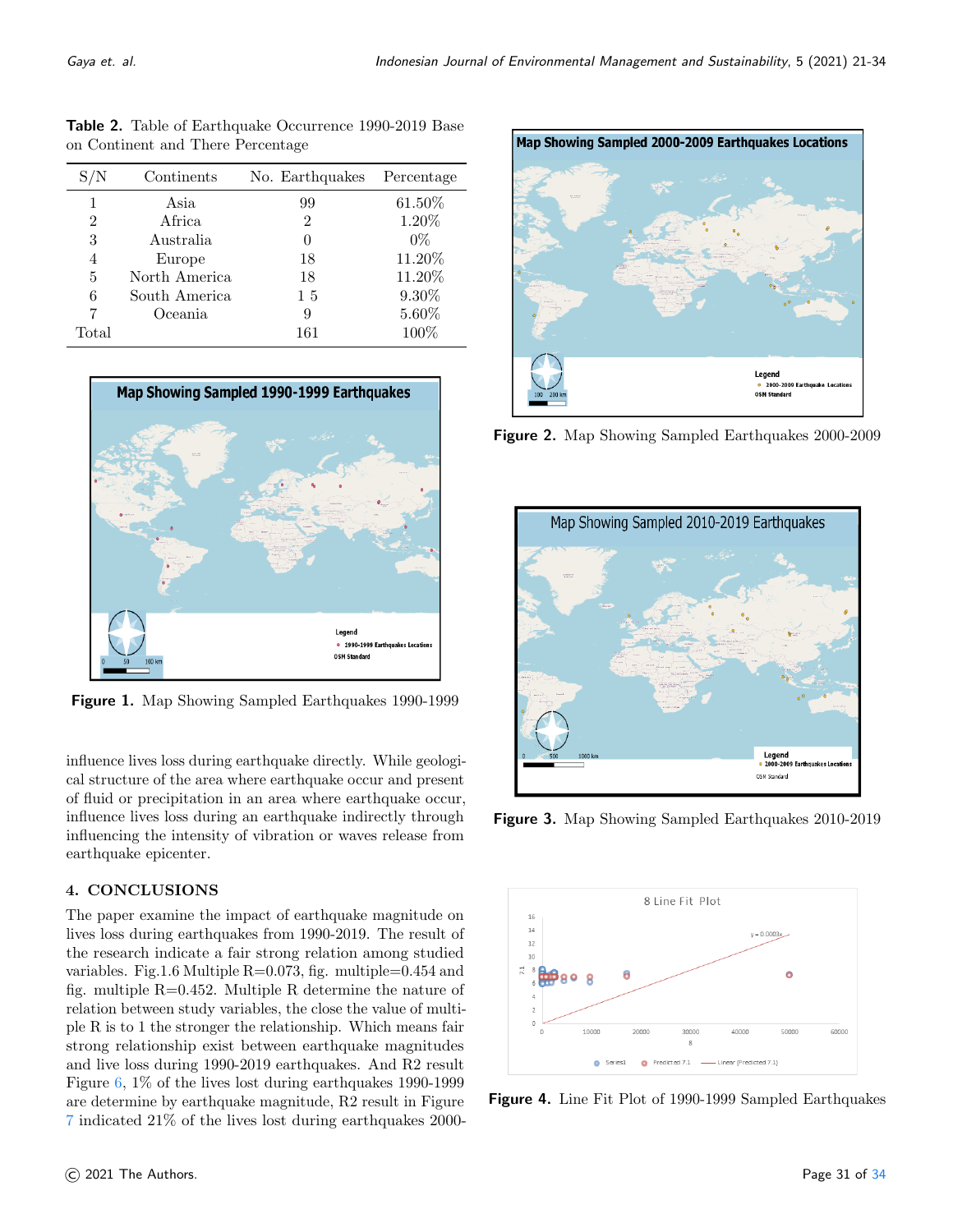**Table 2.** Table of Earthquake Occurrence 1990-2019 Base on Continent and There Percentage

| S/N | Continents | No. Earthquakes | Percentage |
|---|---|---|---|
| 1 | Asia | 99 | 61.50% |
| 2 | Africa | 2 | 1.20% |
| 3 | Australia | 0 | 0% |
| 4 | Europe | 18 | 11.20% |
| 5 | North America | 18 | 11.20% |
| 6 | South America | 1 5 | 9.30% |
| 7 | Oceania | 9 | 5.60% |
| Total | | 161 | 100% |

**Figure 1.** Map Showing Sampled Earthquakes 1990-1999

influence lives loss during earthquake directly. While geological structure of the area where earthquake occur and present of fluid or precipitation in an area where earthquake occur, influence lives loss during an earthquake indirectly through influencing the intensity of vibration or waves release from earthquake epicenter.

## 4. CONCLUSIONS

The paper examine the impact of earthquake magnitude on lives loss during earthquakes from 1990-2019. The result of the research indicate a fair strong relation among studied variables. Fig.1.6 Multiple R=0.073, fig. multiple=0.454 and fig. multiple R=0.452. Multiple R determine the nature of relation between study variables, the close the value of multiple R is to 1 the stronger the relationship. Which means fair strong relationship exist between earthquake magnitudes and live loss during 1990-2019 earthquakes. And R2 result Figure 6, 1% of the lives lost during earthquakes 1990-1999 are determine by earthquake magnitude, R2 result in Figure 7 indicated 21% of the lives lost during earthquakes 2000-

**Figure 2.** Map Showing Sampled Earthquakes 2000-2009

**Figure 3.** Map Showing Sampled Earthquakes 2010-2019

**Figure 4.** Line Fit Plot of 1990-1999 Sampled Earthquakes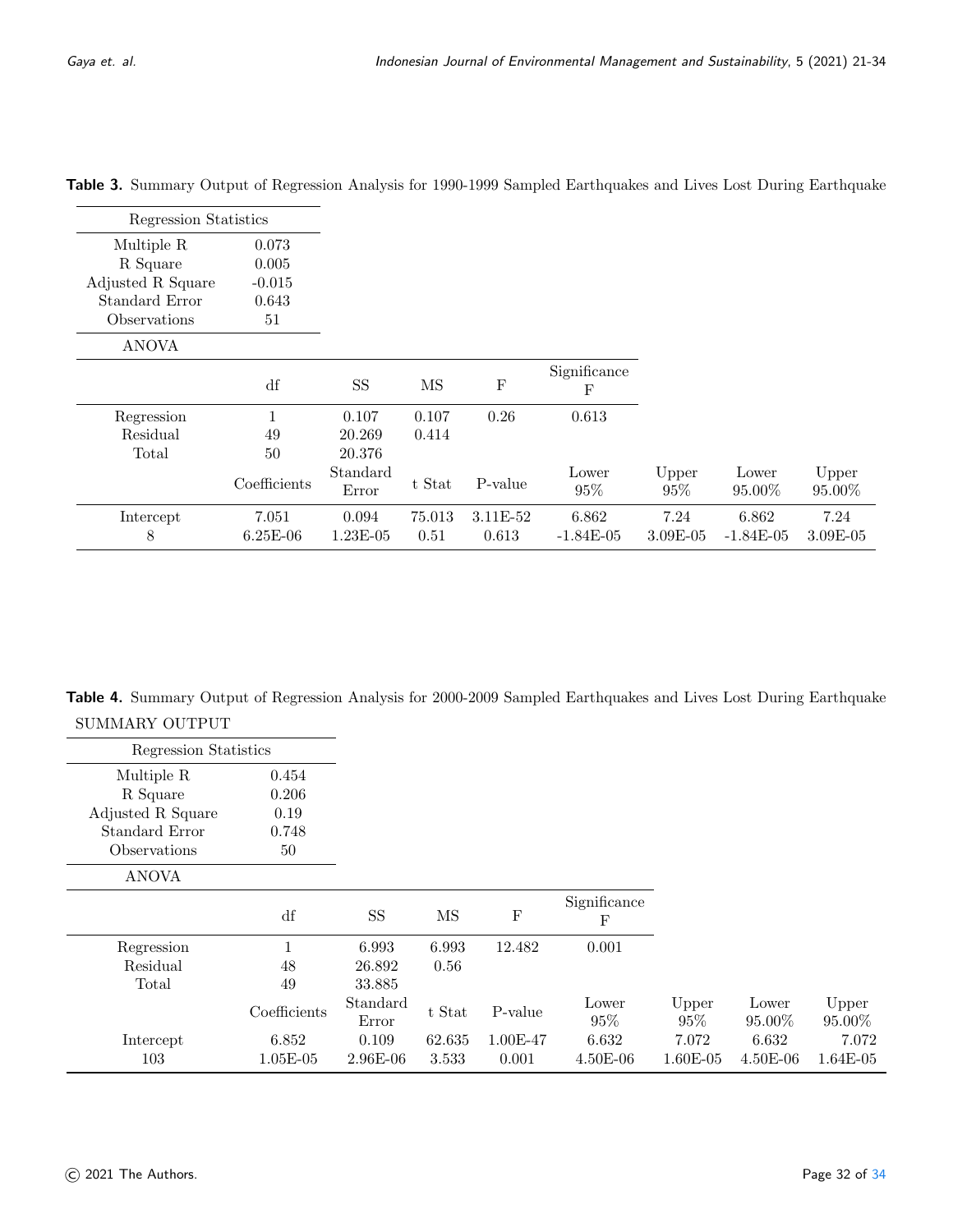**Table 3.** Summary Output of Regression Analysis for 1990-1999 Sampled Earthquakes and Lives Lost During Earthquake

| Regression Statistics | |
|---|---|
| Multiple R | 0.073 |
| R Square | 0.005 |
| Adjusted R Square | -0.015 |
| Standard Error | 0.643 |
| Observations | 51 |

ANOVA

| | df | SS | MS | F | Significance F | | | |
|---|---|---|---|---|---|---|---|---|
| Regression | 1 | 0.107 | 0.107 | 0.26 | 0.613 | | | |
| Residual | 49 | 20.269 | 0.414 | | | | | |
| Total | 50 | 20.376 | | | | | | |
| | Coefficients | Standard Error | t Stat | P-value | Lower 95% | Upper 95% | Lower 95.00% | Upper 95.00% |
| Intercept | 7.051 | 0.094 | 75.013 | 3.11E-52 | 6.862 | 7.24 | 6.862 | 7.24 |
| 8 | 6.25E-06 | 1.23E-05 | 0.51 | 0.613 | -1.84E-05 | 3.09E-05 | -1.84E-05 | 3.09E-05 |

**Table 4.** Summary Output of Regression Analysis for 2000-2009 Sampled Earthquakes and Lives Lost During Earthquake

SUMMARY OUTPUT

| Regression Statistics | |
|---|---|
| Multiple R | 0.454 |
| R Square | 0.206 |
| Adjusted R Square | 0.19 |
| Standard Error | 0.748 |
| Observations | 50 |

ANOVA

| | df | SS | MS | F | Significance F | | | |
|---|---|---|---|---|---|---|---|---|
| Regression | 1 | 6.993 | 6.993 | 12.482 | 0.001 | | | |
| Residual | 48 | 26.892 | 0.56 | | | | | |
| Total | 49 | 33.885 | | | | | | |
| | Coefficients | Standard Error | t Stat | P-value | Lower 95% | Upper 95% | Lower 95.00% | Upper 95.00% |
| Intercept | 6.852 | 0.109 | 62.635 | 1.00E-47 | 6.632 | 7.072 | 6.632 | 7.072 |
| 103 | 1.05E-05 | 2.96E-06 | 3.533 | 0.001 | 4.50E-06 | 1.60E-05 | 4.50E-06 | 1.64E-05 |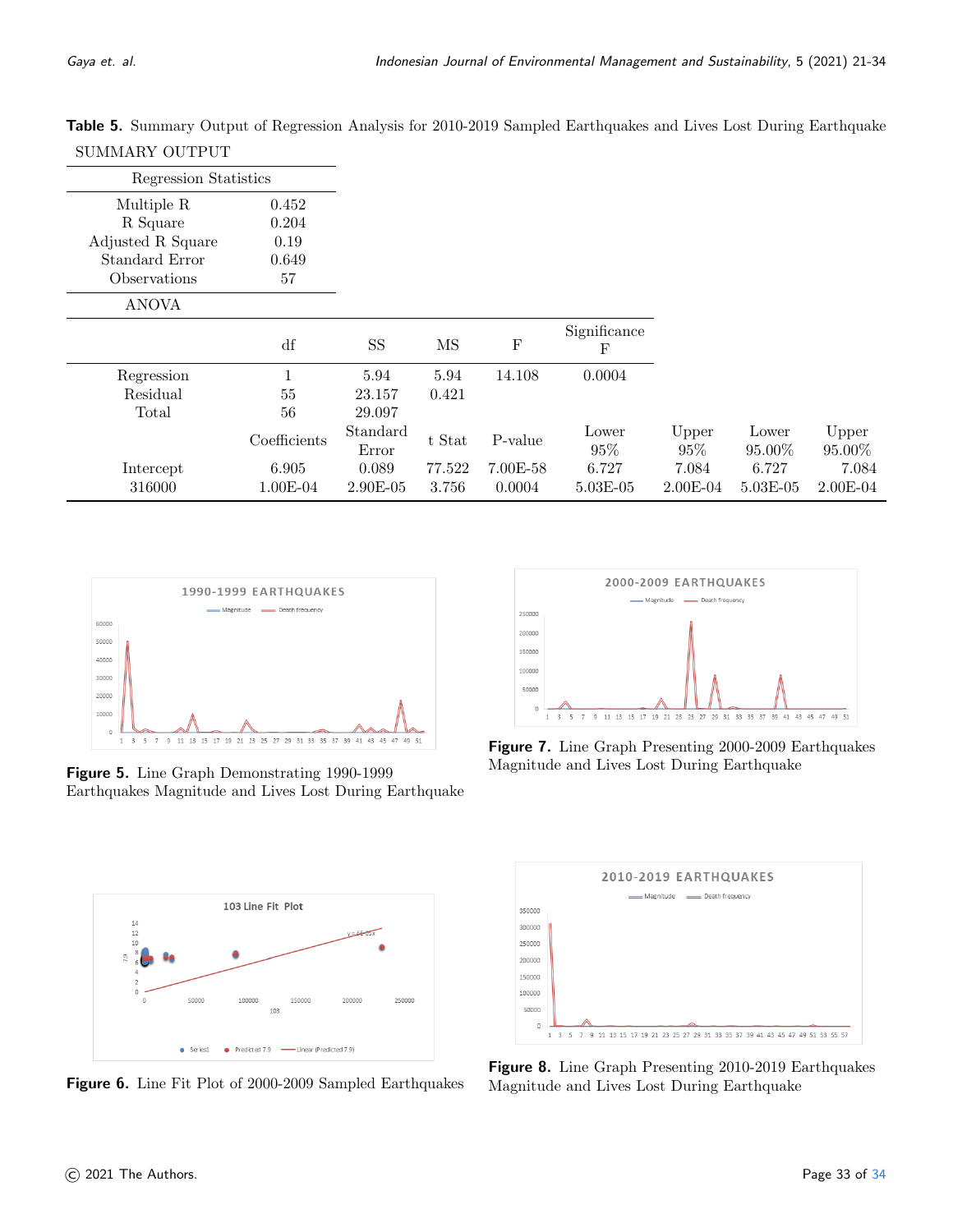**Table 5.** Summary Output of Regression Analysis for 2010-2019 Sampled Earthquakes and Lives Lost During Earthquake

SUMMARY OUTPUT

| Regression Statistics | |
|---|---|
| Multiple R | 0.452 |
| R Square | 0.204 |
| Adjusted R Square | 0.19 |
| Standard Error | 0.649 |
| Observations | 57 |

ANOVA

| | df | SS | MS | F | Significance F | | | |
|---|---|---|---|---|---|---|---|---|
| Regression | 1 | 5.94 | 5.94 | 14.108 | 0.0004 | | | |
| Residual | 55 | 23.157 | 0.421 | | | | | |
| Total | 56 | 29.097 | | | | | | |
| | Coefficients | Standard Error | t Stat | P-value | Lower 95% | Upper 95% | Lower 95.00% | Upper 95.00% |
| Intercept | 6.905 | 0.089 | 77.522 | 7.00E-58 | 6.727 | 7.084 | 6.727 | 7.084 |
| 316000 | 1.00E-04 | 2.90E-05 | 3.756 | 0.0004 | 5.03E-05 | 2.00E-04 | 5.03E-05 | 2.00E-04 |

**Figure 5.** Line Graph Demonstrating 1990-1999 Earthquakes Magnitude and Lives Lost During Earthquake

**Figure 7.** Line Graph Presenting 2000-2009 Earthquakes Magnitude and Lives Lost During Earthquake

**Figure 6.** Line Fit Plot of 2000-2009 Sampled Earthquakes

**Figure 8.** Line Graph Presenting 2010-2019 Earthquakes Magnitude and Lives Lost During Earthquake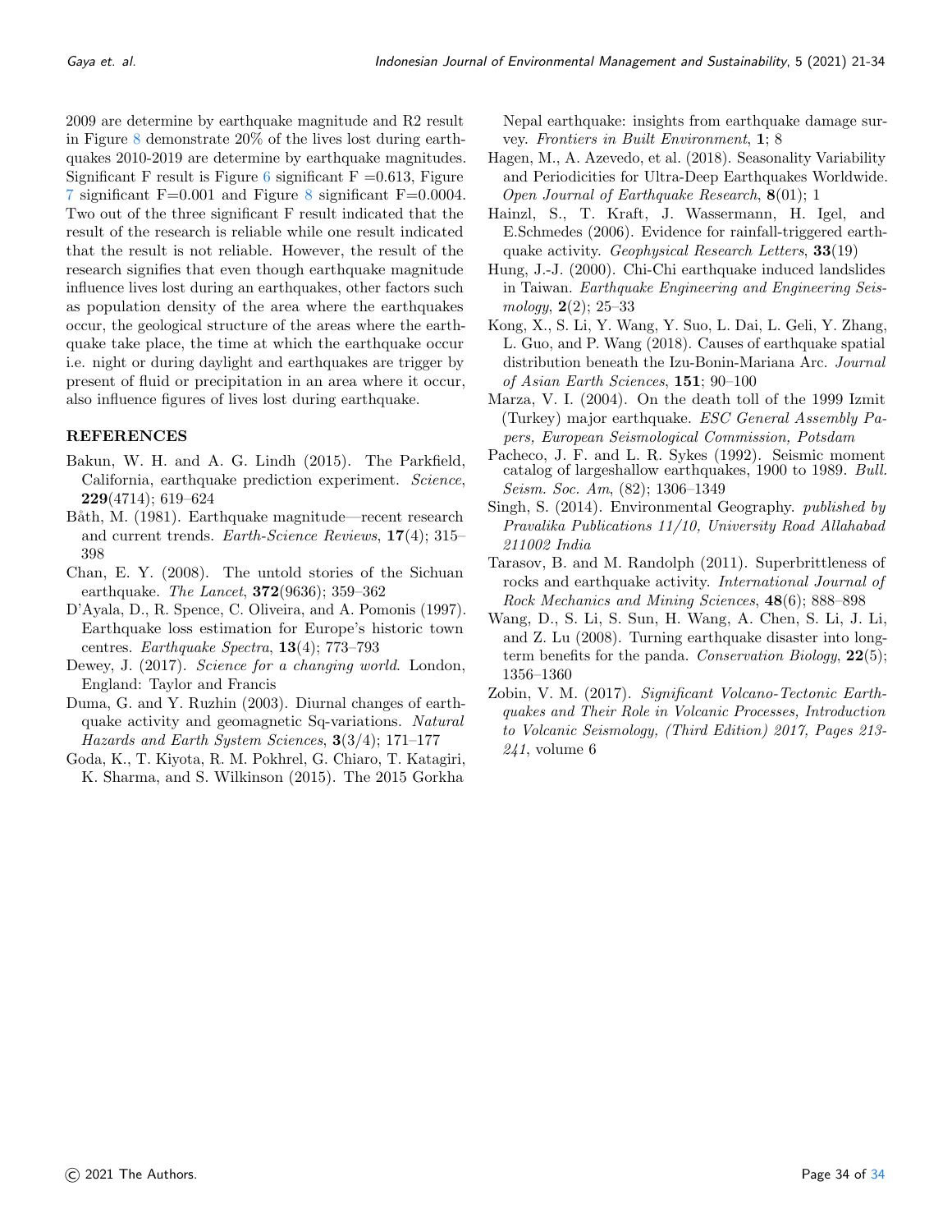2009 are determine by earthquake magnitude and R2 result in Figure 8 demonstrate 20% of the lives lost during earthquakes 2010-2019 are determine by earthquake magnitudes. Significant F result is Figure 6 significant F =0.613, Figure 7 significant F=0.001 and Figure 8 significant F=0.0004. Two out of the three significant F result indicated that the result of the research is reliable while one result indicated that the result is not reliable. However, the result of the research signifies that even though earthquake magnitude influence lives lost during an earthquakes, other factors such as population density of the area where the earthquakes occur, the geological structure of the areas where the earthquake take place, the time at which the earthquake occur i.e. night or during daylight and earthquakes are trigger by present of fluid or precipitation in an area where it occur, also influence figures of lives lost during earthquake.

## REFERENCES

Bakun, W. H. and A. G. Lindh (2015). The Parkfield, California, earthquake prediction experiment. *Science*, **229**(4714); 619–624

Båth, M. (1981). Earthquake magnitude—recent research and current trends. *Earth-Science Reviews*, **17**(4); 315–398

Chan, E. Y. (2008). The untold stories of the Sichuan earthquake. *The Lancet*, **372**(9636); 359–362

D'Ayala, D., R. Spence, C. Oliveira, and A. Pomonis (1997). Earthquake loss estimation for Europe's historic town centres. *Earthquake Spectra*, **13**(4); 773–793

Dewey, J. (2017). *Science for a changing world*. London, England: Taylor and Francis

Duma, G. and Y. Ruzhin (2003). Diurnal changes of earthquake activity and geomagnetic Sq-variations. *Natural Hazards and Earth System Sciences*, **3**(3/4); 171–177

Goda, K., T. Kiyota, R. M. Pokhrel, G. Chiaro, T. Katagiri, K. Sharma, and S. Wilkinson (2015). The 2015 Gorkha Nepal earthquake: insights from earthquake damage survey. *Frontiers in Built Environment*, **1**; 8

Hagen, M., A. Azevedo, et al. (2018). Seasonality Variability and Periodicities for Ultra-Deep Earthquakes Worldwide. *Open Journal of Earthquake Research*, **8**(01); 1

Hainzl, S., T. Kraft, J. Wassermann, H. Igel, and E.Schmedes (2006). Evidence for rainfall-triggered earthquake activity. *Geophysical Research Letters*, **33**(19)

Hung, J.-J. (2000). Chi-Chi earthquake induced landslides in Taiwan. *Earthquake Engineering and Engineering Seismology*, **2**(2); 25–33

Kong, X., S. Li, Y. Wang, Y. Suo, L. Dai, L. Geli, Y. Zhang, L. Guo, and P. Wang (2018). Causes of earthquake spatial distribution beneath the Izu-Bonin-Mariana Arc. *Journal of Asian Earth Sciences*, **151**; 90–100

Marza, V. I. (2004). On the death toll of the 1999 Izmit (Turkey) major earthquake. *ESC General Assembly Papers, European Seismological Commission, Potsdam*

Pacheco, J. F. and L. R. Sykes (1992). Seismic moment catalog of largeshallow earthquakes, 1900 to 1989. *Bull. Seism. Soc. Am*, (82); 1306–1349

Singh, S. (2014). Environmental Geography. *published by Pravalika Publications 11/10, University Road Allahabad 211002 India*

Tarasov, B. and M. Randolph (2011). Superbrittleness of rocks and earthquake activity. *International Journal of Rock Mechanics and Mining Sciences*, **48**(6); 888–898

Wang, D., S. Li, S. Sun, H. Wang, A. Chen, S. Li, J. Li, and Z. Lu (2008). Turning earthquake disaster into long-term benefits for the panda. *Conservation Biology*, **22**(5); 1356–1360

Zobin, V. M. (2017). *Significant Volcano-Tectonic Earthquakes and Their Role in Volcanic Processes, Introduction to Volcanic Seismology, (Third Edition) 2017, Pages 213-241*, volume 6